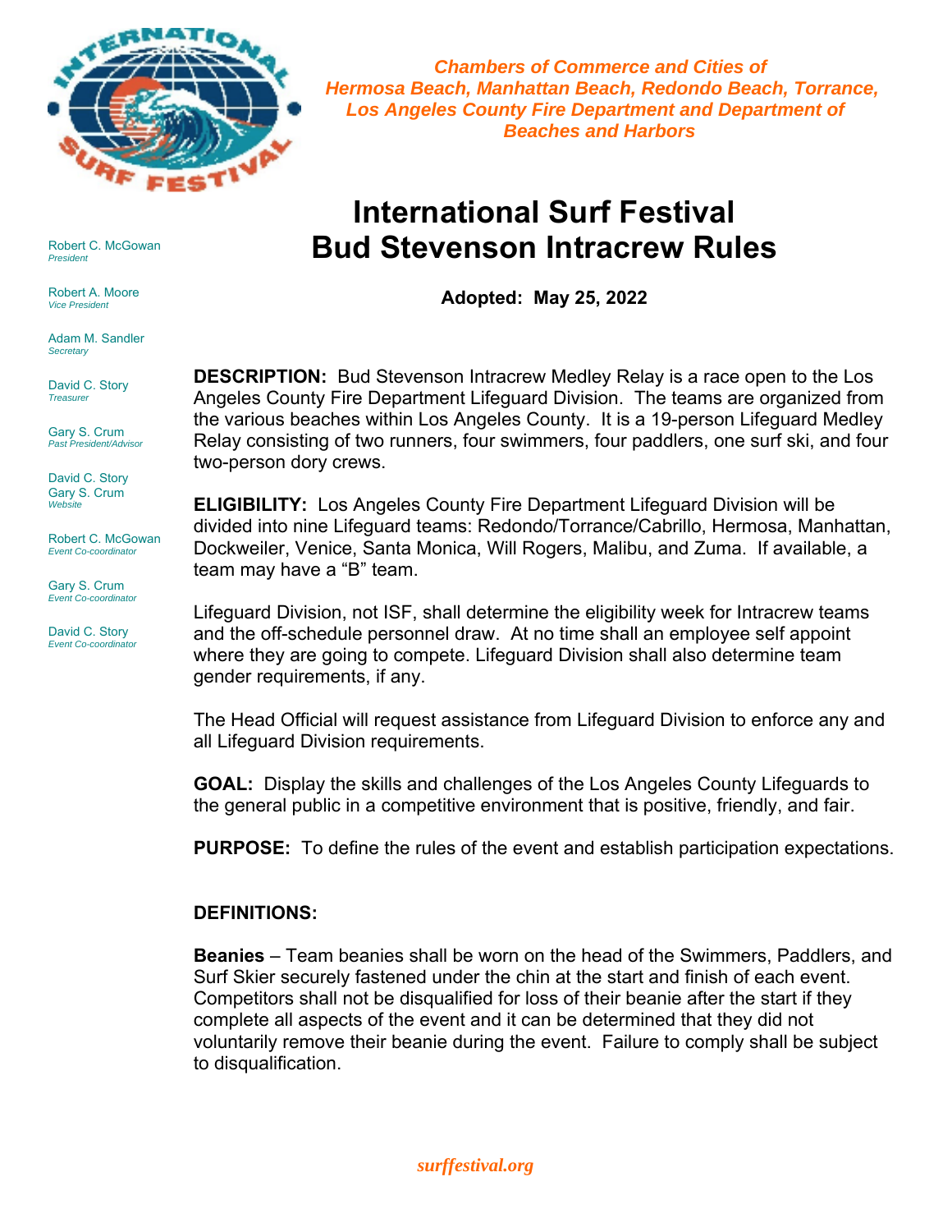*Chambers of Commerce and Cities of Hermosa Beach, Manhattan Beach, Redondo Beach, Torrance, Los Angeles County Fire Department and Department of Beaches and Harbors*

Robert C. McGowan
*President*

Robert A. Moore
*Vice President*

Adam M. Sandler
*Secretary*

David C. Story
*Treasurer*

Gary S. Crum
*Past President/Advisor*

David C. Story
Gary S. Crum
*Website*

Robert C. McGowan
*Event Co-coordinator*

Gary S. Crum
*Event Co-coordinator*

David C. Story
*Event Co-coordinator*

# International Surf Festival
# Bud Stevenson Intracrew Rules

**Adopted: May 25, 2022**

**DESCRIPTION:** Bud Stevenson Intracrew Medley Relay is a race open to the Los Angeles County Fire Department Lifeguard Division. The teams are organized from the various beaches within Los Angeles County. It is a 19-person Lifeguard Medley Relay consisting of two runners, four swimmers, four paddlers, one surf ski, and four two-person dory crews.

**ELIGIBILITY:** Los Angeles County Fire Department Lifeguard Division will be divided into nine Lifeguard teams: Redondo/Torrance/Cabrillo, Hermosa, Manhattan, Dockweiler, Venice, Santa Monica, Will Rogers, Malibu, and Zuma. If available, a team may have a "B" team.

Lifeguard Division, not ISF, shall determine the eligibility week for Intracrew teams and the off-schedule personnel draw. At no time shall an employee self appoint where they are going to compete. Lifeguard Division shall also determine team gender requirements, if any.

The Head Official will request assistance from Lifeguard Division to enforce any and all Lifeguard Division requirements.

**GOAL:** Display the skills and challenges of the Los Angeles County Lifeguards to the general public in a competitive environment that is positive, friendly, and fair.

**PURPOSE:** To define the rules of the event and establish participation expectations.

**DEFINITIONS:**

**Beanies** – Team beanies shall be worn on the head of the Swimmers, Paddlers, and Surf Skier securely fastened under the chin at the start and finish of each event. Competitors shall not be disqualified for loss of their beanie after the start if they complete all aspects of the event and it can be determined that they did not voluntarily remove their beanie during the event. Failure to comply shall be subject to disqualification.

*surffestival.org*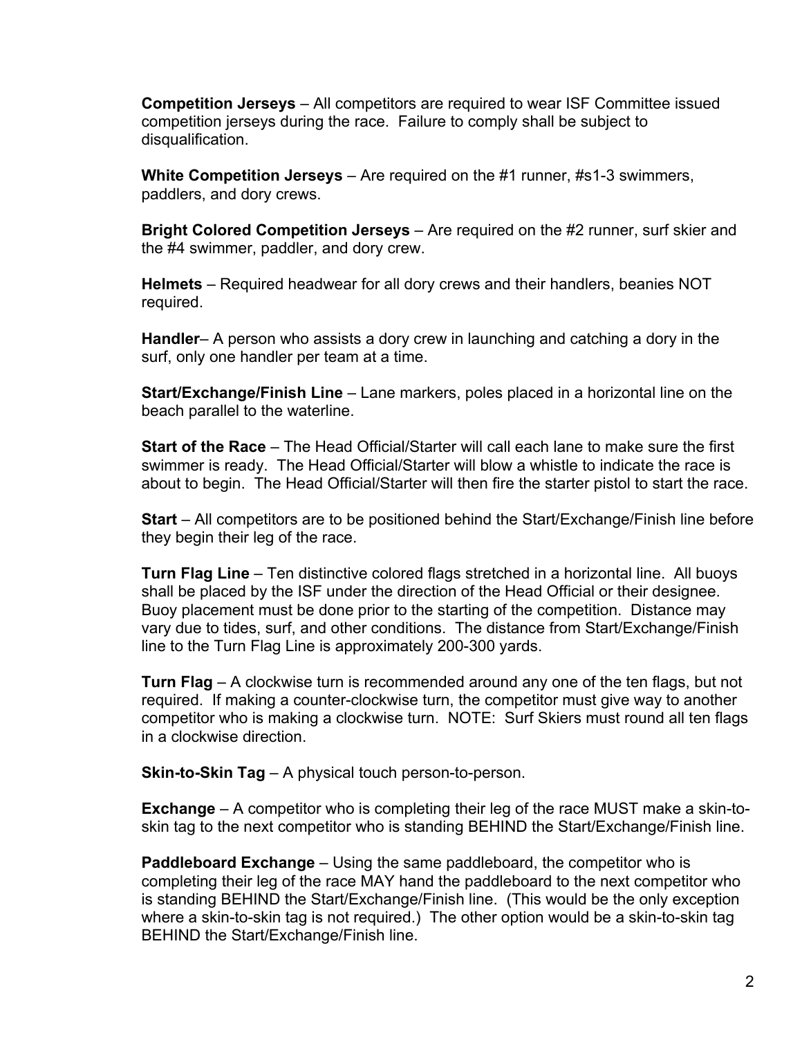**Competition Jerseys** – All competitors are required to wear ISF Committee issued competition jerseys during the race. Failure to comply shall be subject to disqualification.

**White Competition Jerseys** – Are required on the #1 runner, #s1-3 swimmers, paddlers, and dory crews.

**Bright Colored Competition Jerseys** – Are required on the #2 runner, surf skier and the #4 swimmer, paddler, and dory crew.

**Helmets** – Required headwear for all dory crews and their handlers, beanies NOT required.

**Handler**– A person who assists a dory crew in launching and catching a dory in the surf, only one handler per team at a time.

**Start/Exchange/Finish Line** – Lane markers, poles placed in a horizontal line on the beach parallel to the waterline.

**Start of the Race** – The Head Official/Starter will call each lane to make sure the first swimmer is ready. The Head Official/Starter will blow a whistle to indicate the race is about to begin. The Head Official/Starter will then fire the starter pistol to start the race.

**Start** – All competitors are to be positioned behind the Start/Exchange/Finish line before they begin their leg of the race.

**Turn Flag Line** – Ten distinctive colored flags stretched in a horizontal line. All buoys shall be placed by the ISF under the direction of the Head Official or their designee. Buoy placement must be done prior to the starting of the competition. Distance may vary due to tides, surf, and other conditions. The distance from Start/Exchange/Finish line to the Turn Flag Line is approximately 200-300 yards.

**Turn Flag** – A clockwise turn is recommended around any one of the ten flags, but not required. If making a counter-clockwise turn, the competitor must give way to another competitor who is making a clockwise turn. NOTE: Surf Skiers must round all ten flags in a clockwise direction.

**Skin-to-Skin Tag** – A physical touch person-to-person.

**Exchange** – A competitor who is completing their leg of the race MUST make a skin-to-skin tag to the next competitor who is standing BEHIND the Start/Exchange/Finish line.

**Paddleboard Exchange** – Using the same paddleboard, the competitor who is completing their leg of the race MAY hand the paddleboard to the next competitor who is standing BEHIND the Start/Exchange/Finish line. (This would be the only exception where a skin-to-skin tag is not required.) The other option would be a skin-to-skin tag BEHIND the Start/Exchange/Finish line.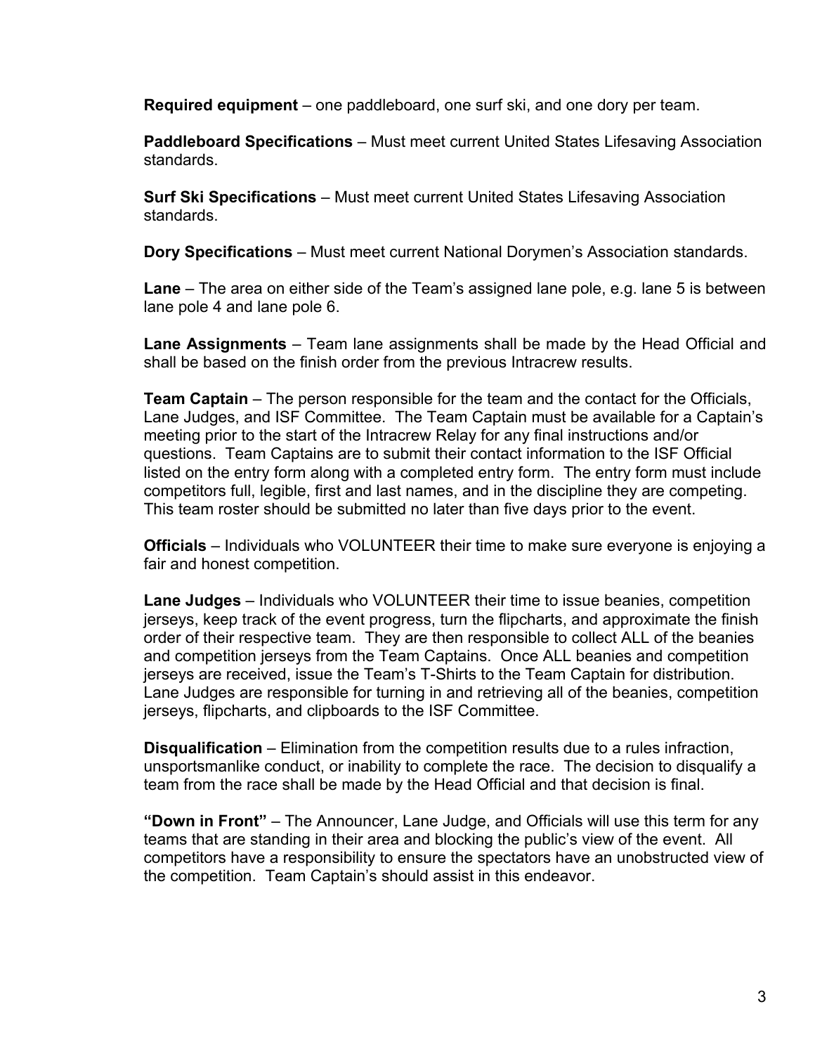**Required equipment** – one paddleboard, one surf ski, and one dory per team.

**Paddleboard Specifications** – Must meet current United States Lifesaving Association standards.

**Surf Ski Specifications** – Must meet current United States Lifesaving Association standards.

**Dory Specifications** – Must meet current National Dorymen's Association standards.

**Lane** – The area on either side of the Team's assigned lane pole, e.g. lane 5 is between lane pole 4 and lane pole 6.

**Lane Assignments** – Team lane assignments shall be made by the Head Official and shall be based on the finish order from the previous Intracrew results.

**Team Captain** – The person responsible for the team and the contact for the Officials, Lane Judges, and ISF Committee. The Team Captain must be available for a Captain's meeting prior to the start of the Intracrew Relay for any final instructions and/or questions. Team Captains are to submit their contact information to the ISF Official listed on the entry form along with a completed entry form. The entry form must include competitors full, legible, first and last names, and in the discipline they are competing. This team roster should be submitted no later than five days prior to the event.

**Officials** – Individuals who VOLUNTEER their time to make sure everyone is enjoying a fair and honest competition.

**Lane Judges** – Individuals who VOLUNTEER their time to issue beanies, competition jerseys, keep track of the event progress, turn the flipcharts, and approximate the finish order of their respective team. They are then responsible to collect ALL of the beanies and competition jerseys from the Team Captains. Once ALL beanies and competition jerseys are received, issue the Team's T-Shirts to the Team Captain for distribution. Lane Judges are responsible for turning in and retrieving all of the beanies, competition jerseys, flipcharts, and clipboards to the ISF Committee.

**Disqualification** – Elimination from the competition results due to a rules infraction, unsportsmanlike conduct, or inability to complete the race. The decision to disqualify a team from the race shall be made by the Head Official and that decision is final.

**"Down in Front"** – The Announcer, Lane Judge, and Officials will use this term for any teams that are standing in their area and blocking the public's view of the event. All competitors have a responsibility to ensure the spectators have an unobstructed view of the competition. Team Captain's should assist in this endeavor.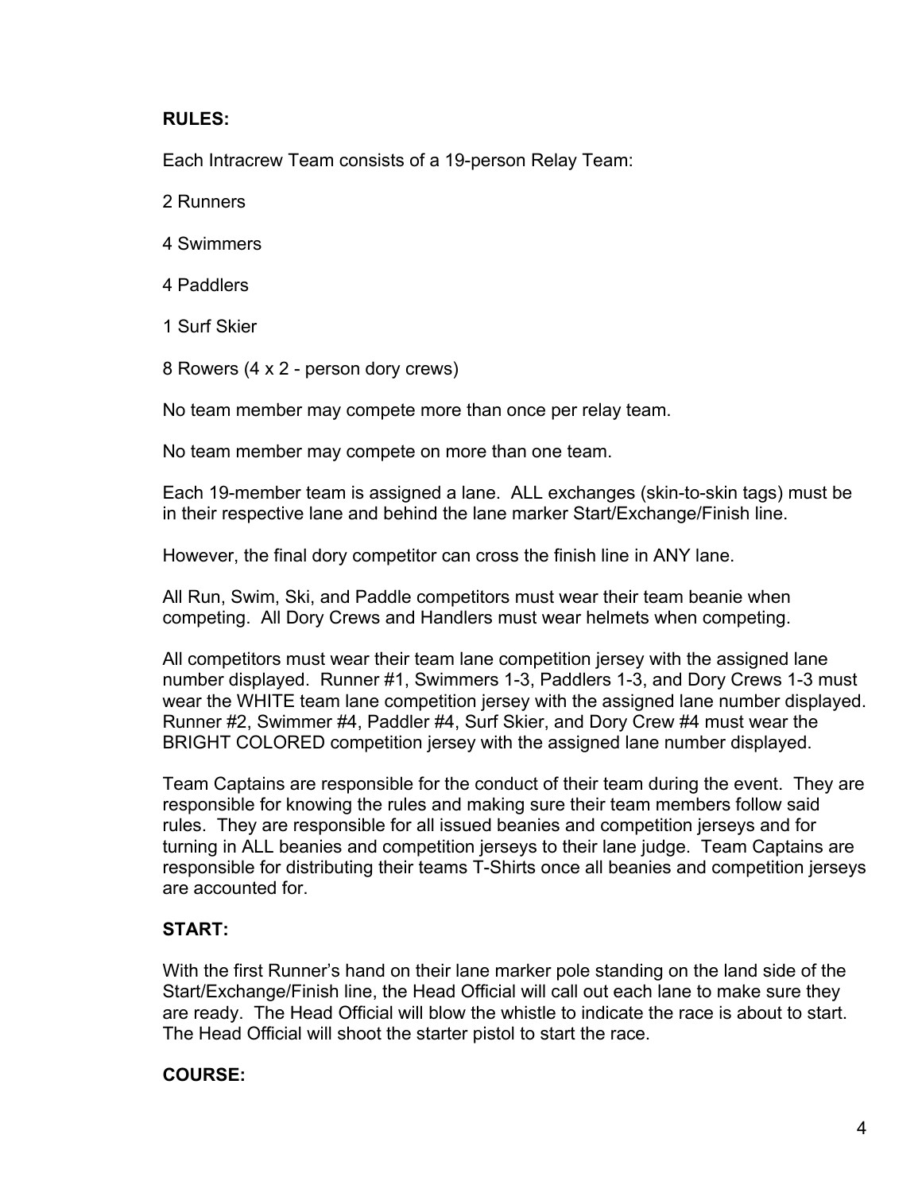**RULES:**

Each Intracrew Team consists of a 19-person Relay Team:

2 Runners

4 Swimmers

4 Paddlers

1 Surf Skier

8 Rowers (4 x 2 - person dory crews)

No team member may compete more than once per relay team.

No team member may compete on more than one team.

Each 19-member team is assigned a lane. ALL exchanges (skin-to-skin tags) must be in their respective lane and behind the lane marker Start/Exchange/Finish line.

However, the final dory competitor can cross the finish line in ANY lane.

All Run, Swim, Ski, and Paddle competitors must wear their team beanie when competing. All Dory Crews and Handlers must wear helmets when competing.

All competitors must wear their team lane competition jersey with the assigned lane number displayed. Runner #1, Swimmers 1-3, Paddlers 1-3, and Dory Crews 1-3 must wear the WHITE team lane competition jersey with the assigned lane number displayed. Runner #2, Swimmer #4, Paddler #4, Surf Skier, and Dory Crew #4 must wear the BRIGHT COLORED competition jersey with the assigned lane number displayed.

Team Captains are responsible for the conduct of their team during the event. They are responsible for knowing the rules and making sure their team members follow said rules. They are responsible for all issued beanies and competition jerseys and for turning in ALL beanies and competition jerseys to their lane judge. Team Captains are responsible for distributing their teams T-Shirts once all beanies and competition jerseys are accounted for.

**START:**

With the first Runner's hand on their lane marker pole standing on the land side of the Start/Exchange/Finish line, the Head Official will call out each lane to make sure they are ready. The Head Official will blow the whistle to indicate the race is about to start. The Head Official will shoot the starter pistol to start the race.

**COURSE:**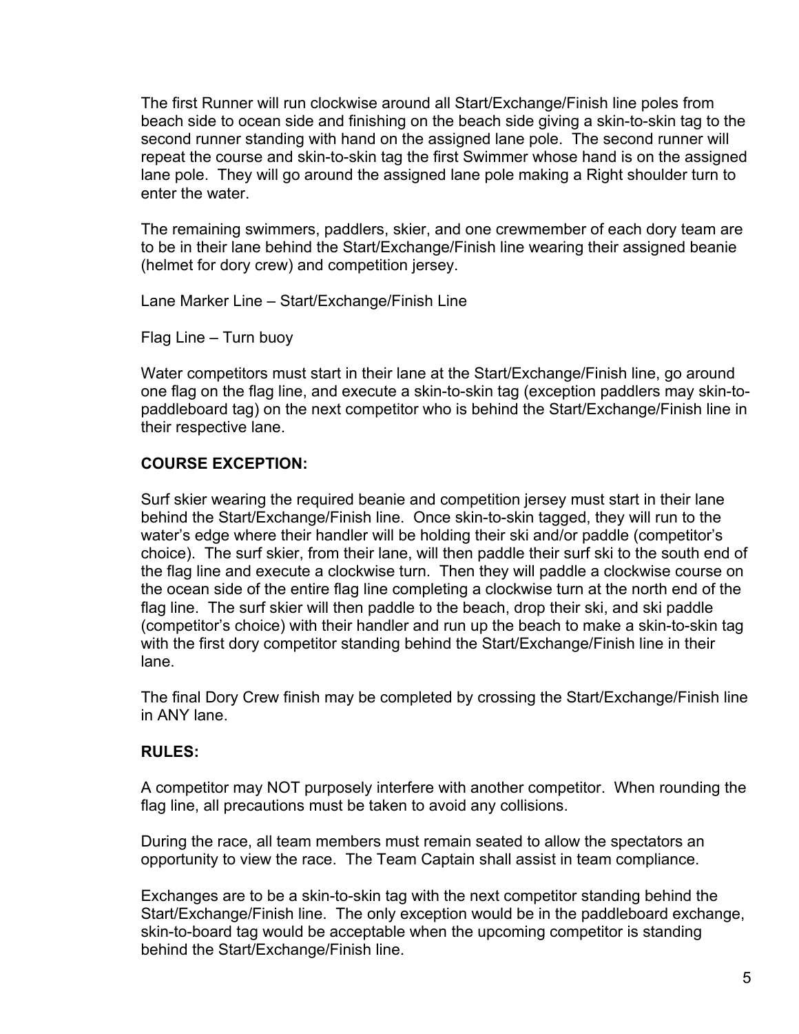The first Runner will run clockwise around all Start/Exchange/Finish line poles from beach side to ocean side and finishing on the beach side giving a skin-to-skin tag to the second runner standing with hand on the assigned lane pole. The second runner will repeat the course and skin-to-skin tag the first Swimmer whose hand is on the assigned lane pole. They will go around the assigned lane pole making a Right shoulder turn to enter the water.

The remaining swimmers, paddlers, skier, and one crewmember of each dory team are to be in their lane behind the Start/Exchange/Finish line wearing their assigned beanie (helmet for dory crew) and competition jersey.

Lane Marker Line – Start/Exchange/Finish Line

Flag Line – Turn buoy

Water competitors must start in their lane at the Start/Exchange/Finish line, go around one flag on the flag line, and execute a skin-to-skin tag (exception paddlers may skin-to-paddleboard tag) on the next competitor who is behind the Start/Exchange/Finish line in their respective lane.

**COURSE EXCEPTION:**

Surf skier wearing the required beanie and competition jersey must start in their lane behind the Start/Exchange/Finish line. Once skin-to-skin tagged, they will run to the water's edge where their handler will be holding their ski and/or paddle (competitor's choice). The surf skier, from their lane, will then paddle their surf ski to the south end of the flag line and execute a clockwise turn. Then they will paddle a clockwise course on the ocean side of the entire flag line completing a clockwise turn at the north end of the flag line. The surf skier will then paddle to the beach, drop their ski, and ski paddle (competitor's choice) with their handler and run up the beach to make a skin-to-skin tag with the first dory competitor standing behind the Start/Exchange/Finish line in their lane.

The final Dory Crew finish may be completed by crossing the Start/Exchange/Finish line in ANY lane.

**RULES:**

A competitor may NOT purposely interfere with another competitor. When rounding the flag line, all precautions must be taken to avoid any collisions.

During the race, all team members must remain seated to allow the spectators an opportunity to view the race. The Team Captain shall assist in team compliance.

Exchanges are to be a skin-to-skin tag with the next competitor standing behind the Start/Exchange/Finish line. The only exception would be in the paddleboard exchange, skin-to-board tag would be acceptable when the upcoming competitor is standing behind the Start/Exchange/Finish line.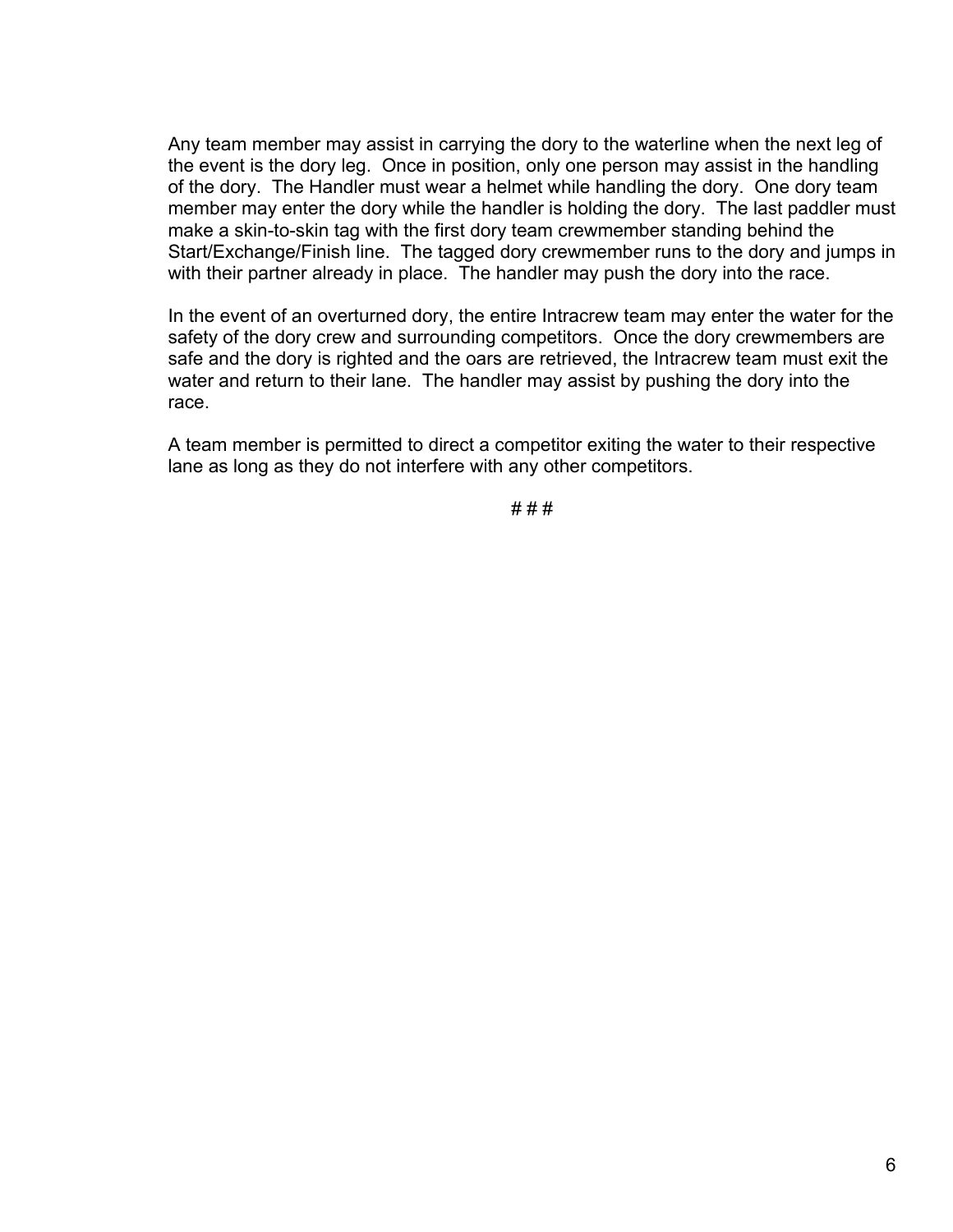Any team member may assist in carrying the dory to the waterline when the next leg of the event is the dory leg. Once in position, only one person may assist in the handling of the dory. The Handler must wear a helmet while handling the dory. One dory team member may enter the dory while the handler is holding the dory. The last paddler must make a skin-to-skin tag with the first dory team crewmember standing behind the Start/Exchange/Finish line. The tagged dory crewmember runs to the dory and jumps in with their partner already in place. The handler may push the dory into the race.

In the event of an overturned dory, the entire Intracrew team may enter the water for the safety of the dory crew and surrounding competitors. Once the dory crewmembers are safe and the dory is righted and the oars are retrieved, the Intracrew team must exit the water and return to their lane. The handler may assist by pushing the dory into the race.

A team member is permitted to direct a competitor exiting the water to their respective lane as long as they do not interfere with any other competitors.

# # #